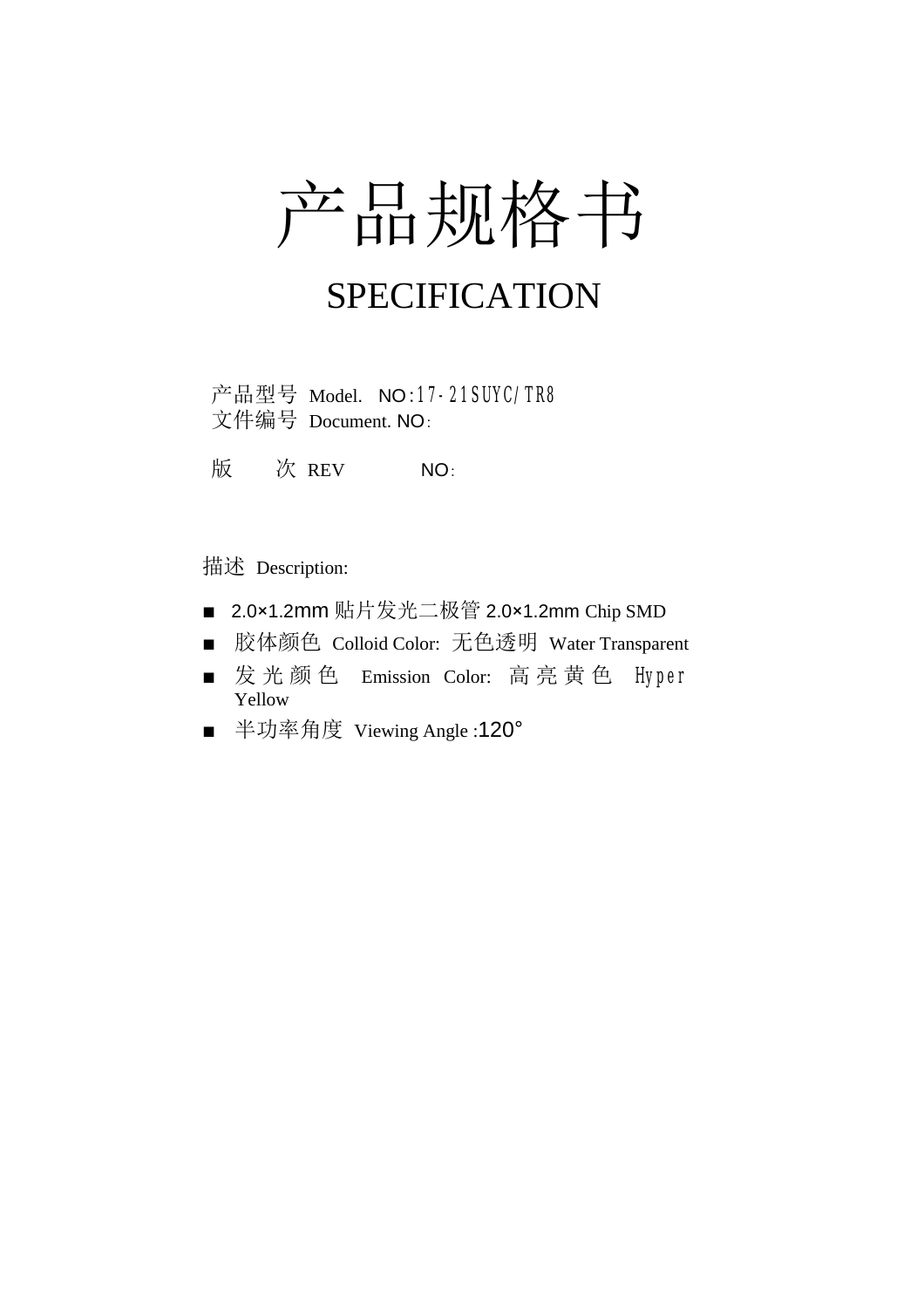# 产品规格书

# SPECIFICATION

产品型号 Model. NO:17-21SUYC/TR8
文件编号 Document. NO:

版 次 REV NO:

描述 Description:

- 2.0×1.2mm 贴片发光二极管 2.0×1.2mm Chip SMD
- 胶体颜色 Colloid Color: 无色透明 Water Transparent
- 发光颜色 Emission Color: 高亮黄色 Hyper Yellow
- 半功率角度 Viewing Angle :120°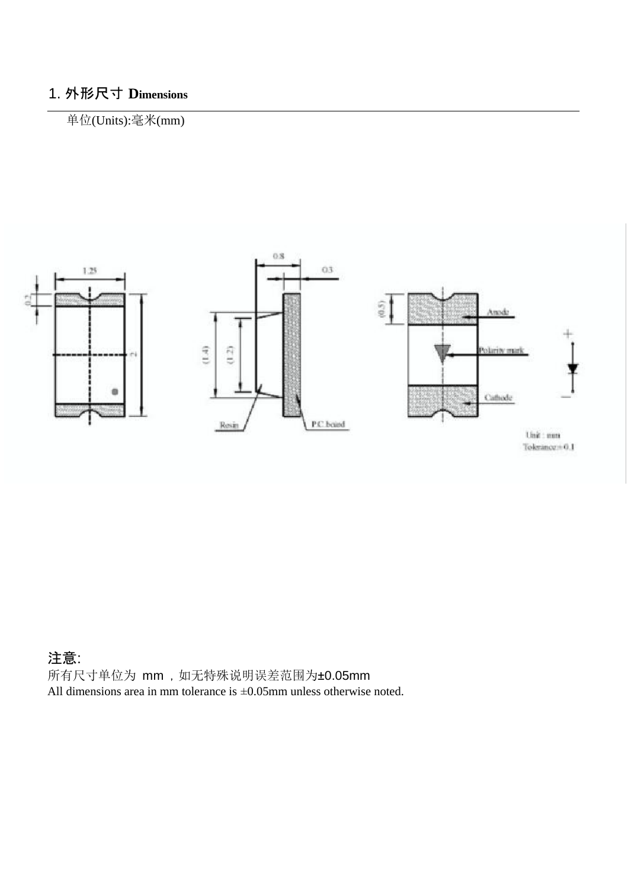## 1. 外形尺寸 Dimensions

单位(Units):毫米(mm)

**注意**:

所有尺寸单位为 mm，如无特殊说明误差范围为±0.05mm

All dimensions area in mm tolerance is ±0.05mm unless otherwise noted.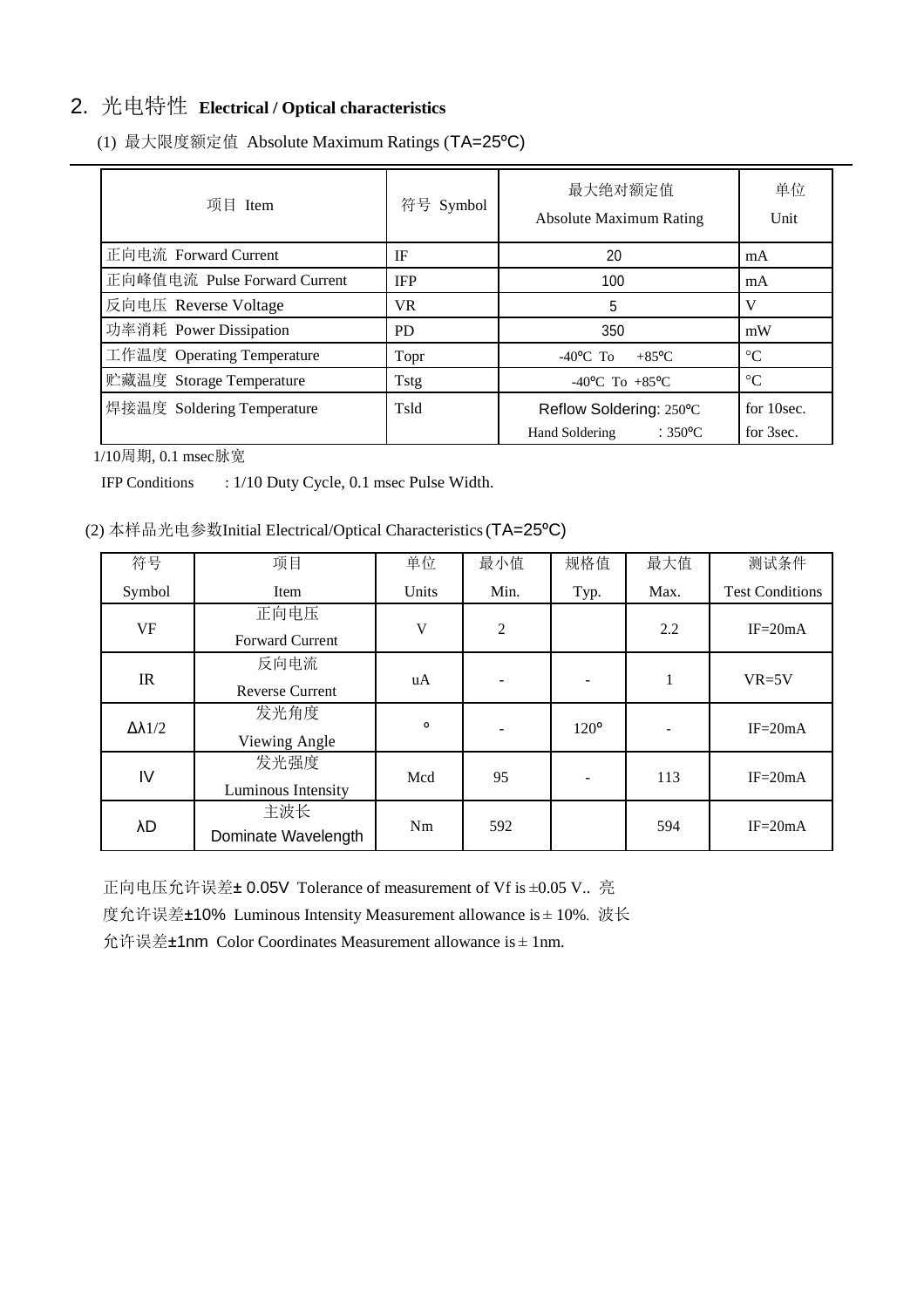## 2. 光电特性 **Electrical / Optical characteristics**

(1) 最大限度额定值 Absolute Maximum Ratings (TA=25℃)

| 项目 Item | 符号 Symbol | 最大绝对额定值 Absolute Maximum Rating | 单位 Unit |
|---|---|---|---|
| 正向电流 Forward Current | IF | 20 | mA |
| 正向峰值电流 Pulse Forward Current | IFP | 100 | mA |
| 反向电压 Reverse Voltage | VR | 5 | V |
| 功率消耗 Power Dissipation | PD | 350 | mW |
| 工作温度 Operating Temperature | Topr | -40℃ To +85℃ | °C |
| 贮藏温度 Storage Temperature | Tstg | -40℃ To +85℃ | °C |
| 焊接温度 Soldering Temperature | Tsld | Reflow Soldering: 250℃<br>Hand Soldering : 350℃ | for 10sec.<br>for 3sec. |

1/10周期, 0.1 msec脉宽

IFP Conditions : 1/10 Duty Cycle, 0.1 msec Pulse Width.

(2) 本样品光电参数Initial Electrical/Optical Characteristics (TA=25℃)

| 符号 Symbol | 项目 Item | 单位 Units | 最小值 Min. | 规格值 Typ. | 最大值 Max. | 测试条件 Test Conditions |
|---|---|---|---|---|---|---|
| VF | 正向电压 Forward Current | V | 2 | | 2.2 | IF=20mA |
| IR | 反向电流 Reverse Current | uA | - | - | 1 | VR=5V |
| Δλ1/2 | 发光角度 Viewing Angle | ° | - | 120° | - | IF=20mA |
| IV | 发光强度 Luminous Intensity | Mcd | 95 | - | 113 | IF=20mA |
| λD | 主波长 Dominate Wavelength | Nm | 592 | | 594 | IF=20mA |

正向电压允许误差± 0.05V Tolerance of measurement of Vf is ±0.05 V.. 亮度允许误差±10% Luminous Intensity Measurement allowance is ± 10%. 波长允许误差±1nm Color Coordinates Measurement allowance is ± 1nm.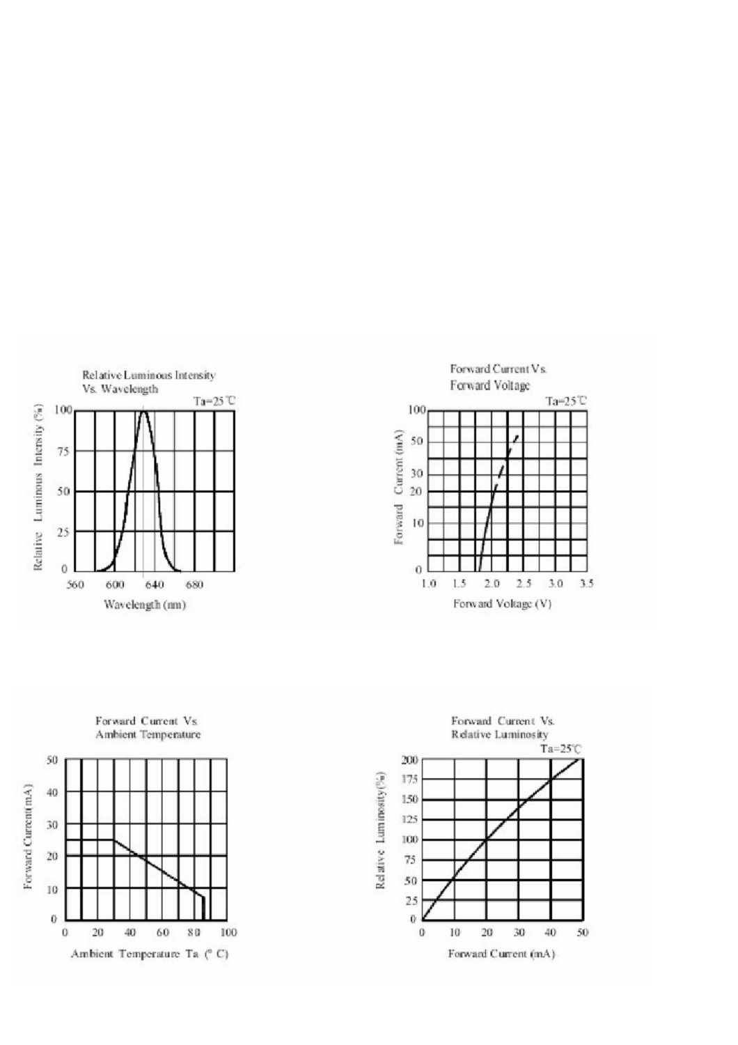Relative Luminous Intensity
Vs. Wavelength

Ta=25℃

Relative Luminous Intensity (%)

100
75
50
25
0

560 600 640 680

Wavelength (nm)

Forward Current Vs.
Forward Voltage

Ta=25℃

Forward Current (mA)

100
50
30
20
10
0

1.0 1.5 2.0 2.5 3.0 3.5

Forward Voltage (V)

Forward Current Vs.
Ambient Temperature

Forward Current (mA)

50
40
30
20
10
0

0 20 40 60 80 100

Ambient Temperature Ta (° C)

Forward Current Vs.
Relative Luminosity

Ta=25℃

Relative Luminosity (%)

200
175
150
125
100
75
50
25
0

0 10 20 30 40 50

Forward Current (mA)